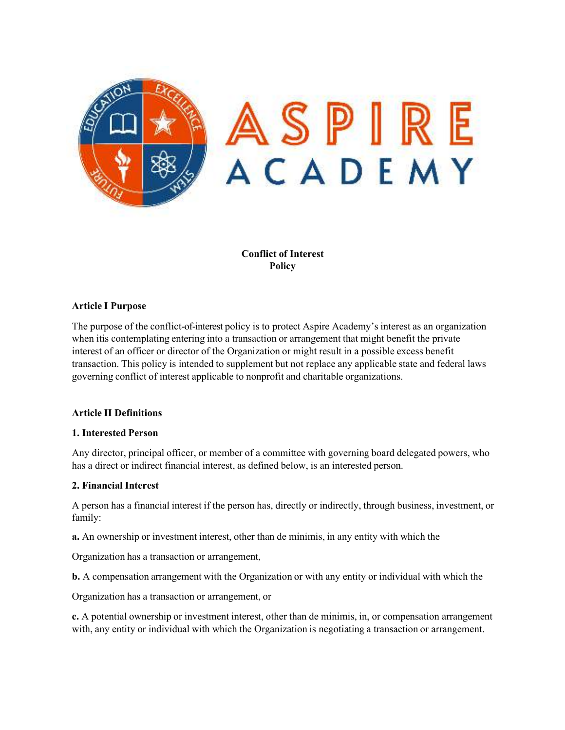# Conflict of Interest Policy

## Article I Purpose

The purpose of the conflict-of-interest policy is to protect Aspire Academy's interest as an organization when itis contemplating entering into a transaction or arrangement that might benefit the private interest of an officer or director of the Organization or might result in a possible excess benefit transaction. This policy is intended to supplement but not replace any applicable state and federal laws governing conflict of interest applicable to nonprofit and charitable organizations.

## Article II Definitions

### 1. Interested Person

Any director, principal officer, or member of a committee with governing board delegated powers, who has a direct or indirect financial interest, as defined below, is an interested person.

### 2. Financial Interest

A person has a financial interest if the person has, directly or indirectly, through business, investment, or family:

**a.** An ownership or investment interest, other than de minimis, in any entity with which the Organization has a transaction or arrangement,

**b.** A compensation arrangement with the Organization or with any entity or individual with which the Organization has a transaction or arrangement, or

**c.** A potential ownership or investment interest, other than de minimis, in, or compensation arrangement with, any entity or individual with which the Organization is negotiating a transaction or arrangement.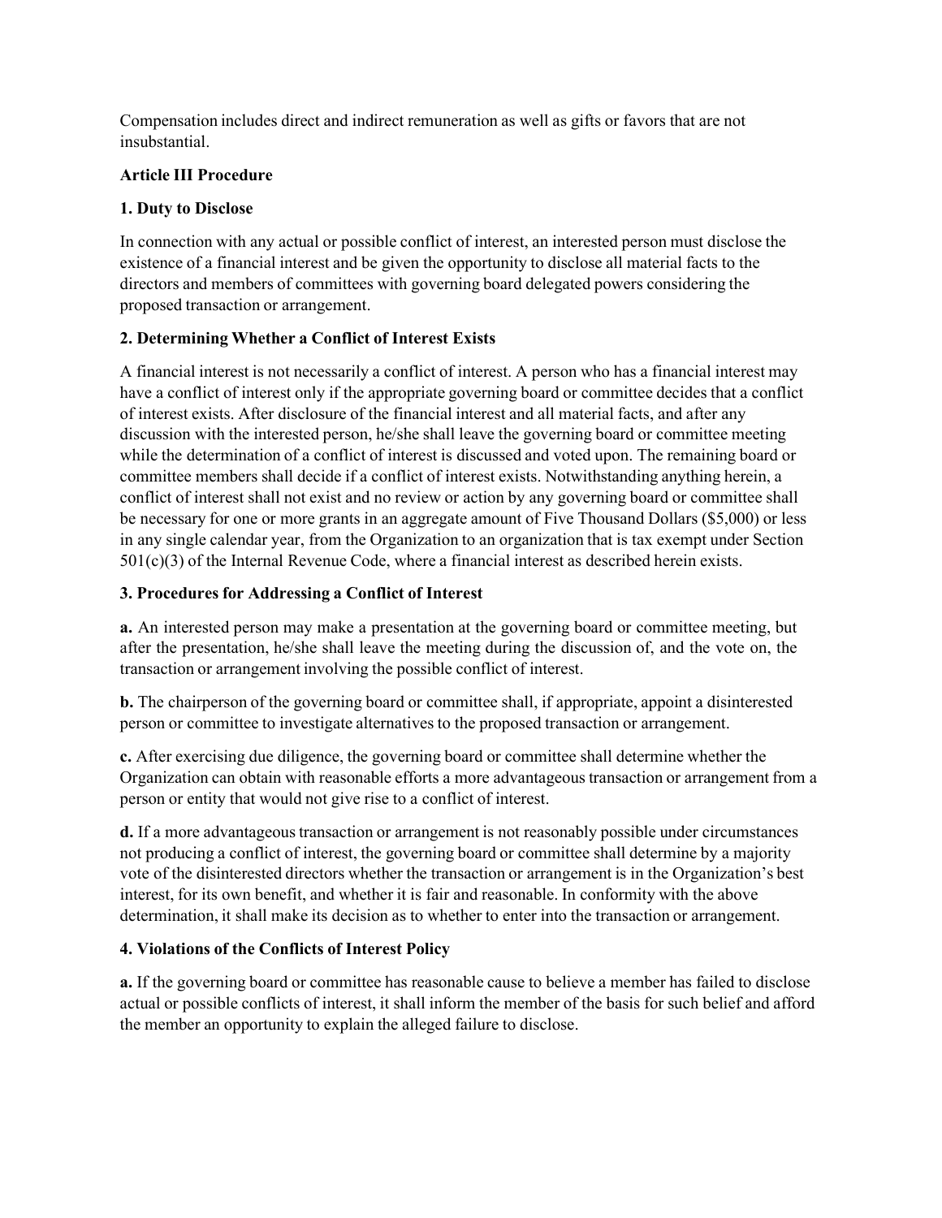Compensation includes direct and indirect remuneration as well as gifts or favors that are not insubstantial.

## Article III Procedure

### 1. Duty to Disclose

In connection with any actual or possible conflict of interest, an interested person must disclose the existence of a financial interest and be given the opportunity to disclose all material facts to the directors and members of committees with governing board delegated powers considering the proposed transaction or arrangement.

### 2. Determining Whether a Conflict of Interest Exists

A financial interest is not necessarily a conflict of interest. A person who has a financial interest may have a conflict of interest only if the appropriate governing board or committee decides that a conflict of interest exists. After disclosure of the financial interest and all material facts, and after any discussion with the interested person, he/she shall leave the governing board or committee meeting while the determination of a conflict of interest is discussed and voted upon. The remaining board or committee members shall decide if a conflict of interest exists. Notwithstanding anything herein, a conflict of interest shall not exist and no review or action by any governing board or committee shall be necessary for one or more grants in an aggregate amount of Five Thousand Dollars ($5,000) or less in any single calendar year, from the Organization to an organization that is tax exempt under Section 501(c)(3) of the Internal Revenue Code, where a financial interest as described herein exists.

### 3. Procedures for Addressing a Conflict of Interest

**a.** An interested person may make a presentation at the governing board or committee meeting, but after the presentation, he/she shall leave the meeting during the discussion of, and the vote on, the transaction or arrangement involving the possible conflict of interest.

**b.** The chairperson of the governing board or committee shall, if appropriate, appoint a disinterested person or committee to investigate alternatives to the proposed transaction or arrangement.

**c.** After exercising due diligence, the governing board or committee shall determine whether the Organization can obtain with reasonable efforts a more advantageous transaction or arrangement from a person or entity that would not give rise to a conflict of interest.

**d.** If a more advantageous transaction or arrangement is not reasonably possible under circumstances not producing a conflict of interest, the governing board or committee shall determine by a majority vote of the disinterested directors whether the transaction or arrangement is in the Organization's best interest, for its own benefit, and whether it is fair and reasonable. In conformity with the above determination, it shall make its decision as to whether to enter into the transaction or arrangement.

### 4. Violations of the Conflicts of Interest Policy

**a.** If the governing board or committee has reasonable cause to believe a member has failed to disclose actual or possible conflicts of interest, it shall inform the member of the basis for such belief and afford the member an opportunity to explain the alleged failure to disclose.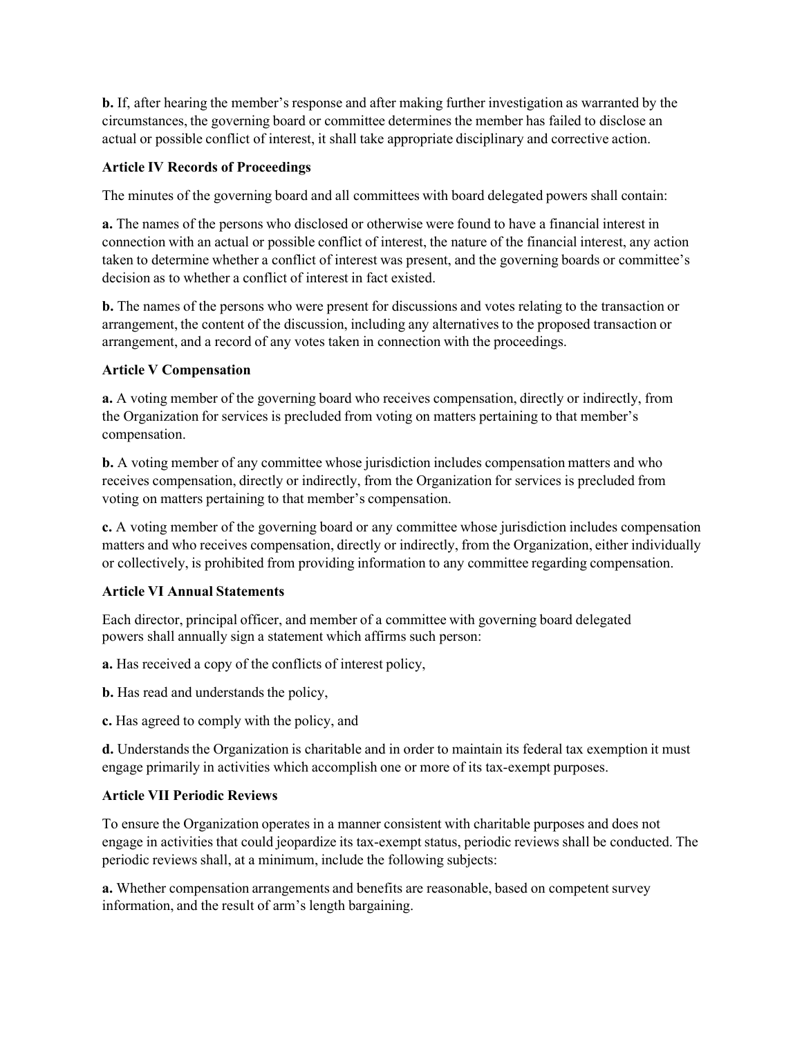**b.** If, after hearing the member's response and after making further investigation as warranted by the circumstances, the governing board or committee determines the member has failed to disclose an actual or possible conflict of interest, it shall take appropriate disciplinary and corrective action.

### Article IV Records of Proceedings

The minutes of the governing board and all committees with board delegated powers shall contain:

**a.** The names of the persons who disclosed or otherwise were found to have a financial interest in connection with an actual or possible conflict of interest, the nature of the financial interest, any action taken to determine whether a conflict of interest was present, and the governing boards or committee's decision as to whether a conflict of interest in fact existed.

**b.** The names of the persons who were present for discussions and votes relating to the transaction or arrangement, the content of the discussion, including any alternatives to the proposed transaction or arrangement, and a record of any votes taken in connection with the proceedings.

### Article V Compensation

**a.** A voting member of the governing board who receives compensation, directly or indirectly, from the Organization for services is precluded from voting on matters pertaining to that member's compensation.

**b.** A voting member of any committee whose jurisdiction includes compensation matters and who receives compensation, directly or indirectly, from the Organization for services is precluded from voting on matters pertaining to that member's compensation.

**c.** A voting member of the governing board or any committee whose jurisdiction includes compensation matters and who receives compensation, directly or indirectly, from the Organization, either individually or collectively, is prohibited from providing information to any committee regarding compensation.

### Article VI Annual Statements

Each director, principal officer, and member of a committee with governing board delegated powers shall annually sign a statement which affirms such person:

**a.** Has received a copy of the conflicts of interest policy,

**b.** Has read and understands the policy,

**c.** Has agreed to comply with the policy, and

**d.** Understands the Organization is charitable and in order to maintain its federal tax exemption it must engage primarily in activities which accomplish one or more of its tax-exempt purposes.

### Article VII Periodic Reviews

To ensure the Organization operates in a manner consistent with charitable purposes and does not engage in activities that could jeopardize its tax-exempt status, periodic reviews shall be conducted. The periodic reviews shall, at a minimum, include the following subjects:

**a.** Whether compensation arrangements and benefits are reasonable, based on competent survey information, and the result of arm's length bargaining.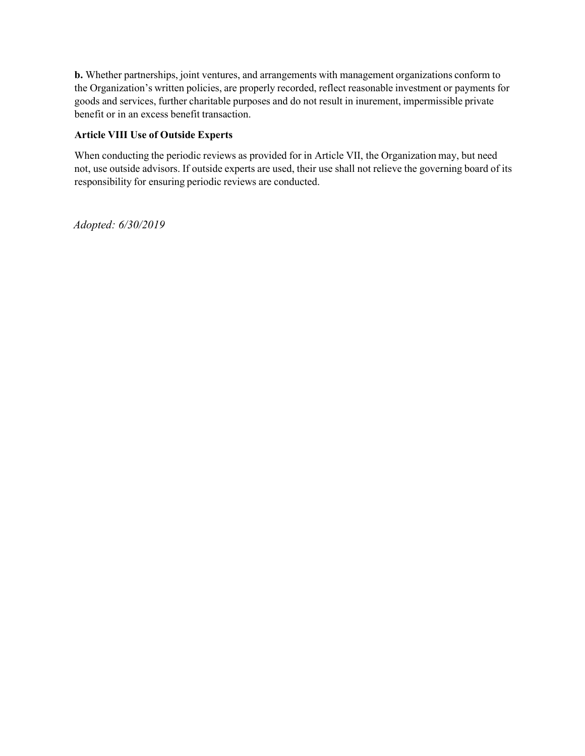**b.** Whether partnerships, joint ventures, and arrangements with management organizations conform to the Organization's written policies, are properly recorded, reflect reasonable investment or payments for goods and services, further charitable purposes and do not result in inurement, impermissible private benefit or in an excess benefit transaction.

**Article VIII Use of Outside Experts**

When conducting the periodic reviews as provided for in Article VII, the Organization may, but need not, use outside advisors. If outside experts are used, their use shall not relieve the governing board of its responsibility for ensuring periodic reviews are conducted.

*Adopted: 6/30/2019*